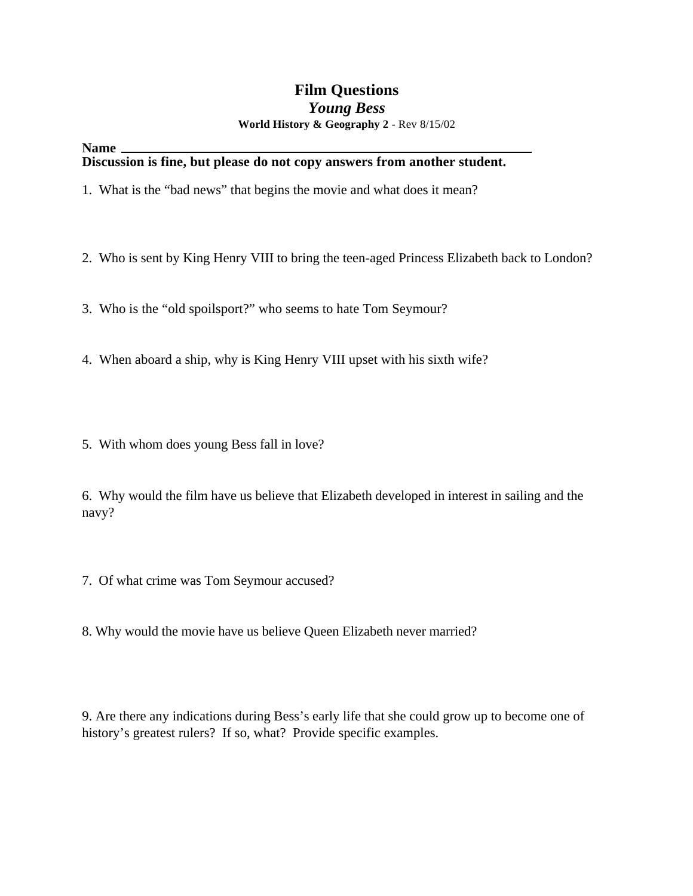# Film Questions

## *Young Bess*

**World History & Geography 2** - Rev 8/15/02

**Name** ______________________________________________________

**Discussion is fine, but please do not copy answers from another student.**

1. What is the "bad news" that begins the movie and what does it mean?

2. Who is sent by King Henry VIII to bring the teen-aged Princess Elizabeth back to London?

3. Who is the "old spoilsport?" who seems to hate Tom Seymour?

4. When aboard a ship, why is King Henry VIII upset with his sixth wife?

5. With whom does young Bess fall in love?

6. Why would the film have us believe that Elizabeth developed in interest in sailing and the navy?

7. Of what crime was Tom Seymour accused?

8. Why would the movie have us believe Queen Elizabeth never married?

9. Are there any indications during Bess's early life that she could grow up to become one of history's greatest rulers? If so, what? Provide specific examples.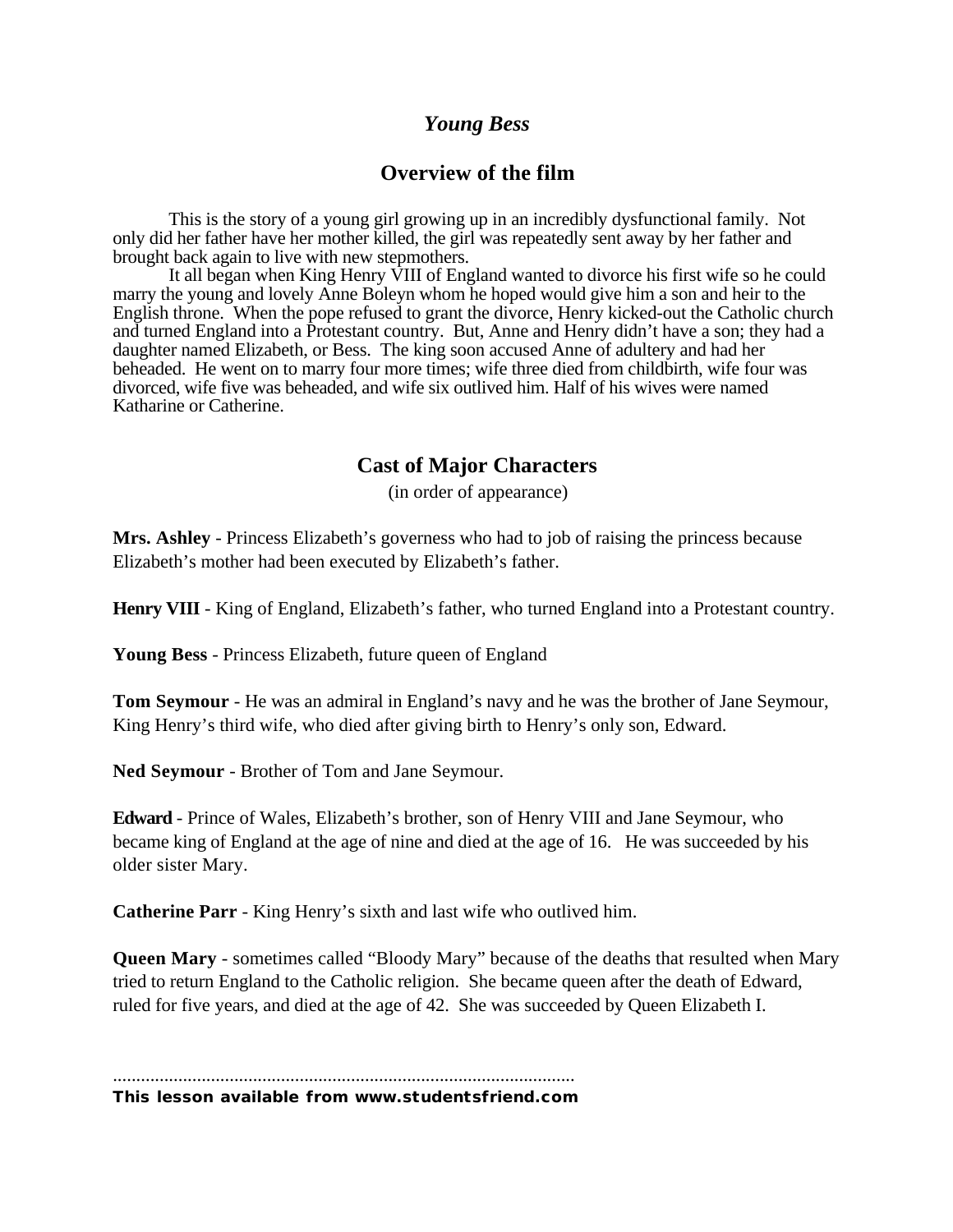# *Young Bess*

## Overview of the film

This is the story of a young girl growing up in an incredibly dysfunctional family. Not only did her father have her mother killed, the girl was repeatedly sent away by her father and brought back again to live with new stepmothers.

It all began when King Henry VIII of England wanted to divorce his first wife so he could marry the young and lovely Anne Boleyn whom he hoped would give him a son and heir to the English throne. When the pope refused to grant the divorce, Henry kicked-out the Catholic church and turned England into a Protestant country. But, Anne and Henry didn't have a son; they had a daughter named Elizabeth, or Bess. The king soon accused Anne of adultery and had her beheaded. He went on to marry four more times; wife three died from childbirth, wife four was divorced, wife five was beheaded, and wife six outlived him. Half of his wives were named Katharine or Catherine.

## Cast of Major Characters

(in order of appearance)

**Mrs. Ashley** - Princess Elizabeth's governess who had to job of raising the princess because Elizabeth's mother had been executed by Elizabeth's father.

**Henry VIII** - King of England, Elizabeth's father, who turned England into a Protestant country.

**Young Bess** - Princess Elizabeth, future queen of England

**Tom Seymour** - He was an admiral in England's navy and he was the brother of Jane Seymour, King Henry's third wife, who died after giving birth to Henry's only son, Edward.

**Ned Seymour** - Brother of Tom and Jane Seymour.

**Edward** - Prince of Wales, Elizabeth's brother, son of Henry VIII and Jane Seymour, who became king of England at the age of nine and died at the age of 16. He was succeeded by his older sister Mary.

**Catherine Parr** - King Henry's sixth and last wife who outlived him.

**Queen Mary** - sometimes called "Bloody Mary" because of the deaths that resulted when Mary tried to return England to the Catholic religion. She became queen after the death of Edward, ruled for five years, and died at the age of 42. She was succeeded by Queen Elizabeth I.

**This lesson available from www.studentsfriend.com**